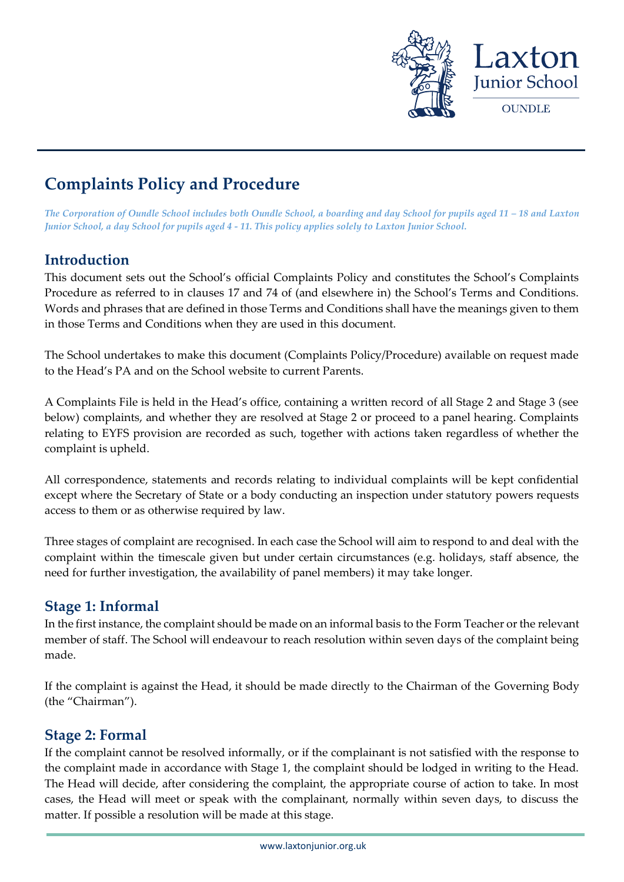# Complaints Policy and Procedure

*The Corporation of Oundle School includes both Oundle School, a boarding and day School for pupils aged 11 – 18 and Laxton Junior School, a day School for pupils aged 4 - 11. This policy applies solely to Laxton Junior School.*

## Introduction

This document sets out the School's official Complaints Policy and constitutes the School's Complaints Procedure as referred to in clauses 17 and 74 of (and elsewhere in) the School's Terms and Conditions. Words and phrases that are defined in those Terms and Conditions shall have the meanings given to them in those Terms and Conditions when they are used in this document.

The School undertakes to make this document (Complaints Policy/Procedure) available on request made to the Head's PA and on the School website to current Parents.

A Complaints File is held in the Head's office, containing a written record of all Stage 2 and Stage 3 (see below) complaints, and whether they are resolved at Stage 2 or proceed to a panel hearing. Complaints relating to EYFS provision are recorded as such, together with actions taken regardless of whether the complaint is upheld.

All correspondence, statements and records relating to individual complaints will be kept confidential except where the Secretary of State or a body conducting an inspection under statutory powers requests access to them or as otherwise required by law.

Three stages of complaint are recognised. In each case the School will aim to respond to and deal with the complaint within the timescale given but under certain circumstances (e.g. holidays, staff absence, the need for further investigation, the availability of panel members) it may take longer.

## Stage 1: Informal

In the first instance, the complaint should be made on an informal basis to the Form Teacher or the relevant member of staff. The School will endeavour to reach resolution within seven days of the complaint being made.

If the complaint is against the Head, it should be made directly to the Chairman of the Governing Body (the "Chairman").

## Stage 2: Formal

If the complaint cannot be resolved informally, or if the complainant is not satisfied with the response to the complaint made in accordance with Stage 1, the complaint should be lodged in writing to the Head. The Head will decide, after considering the complaint, the appropriate course of action to take. In most cases, the Head will meet or speak with the complainant, normally within seven days, to discuss the matter. If possible a resolution will be made at this stage.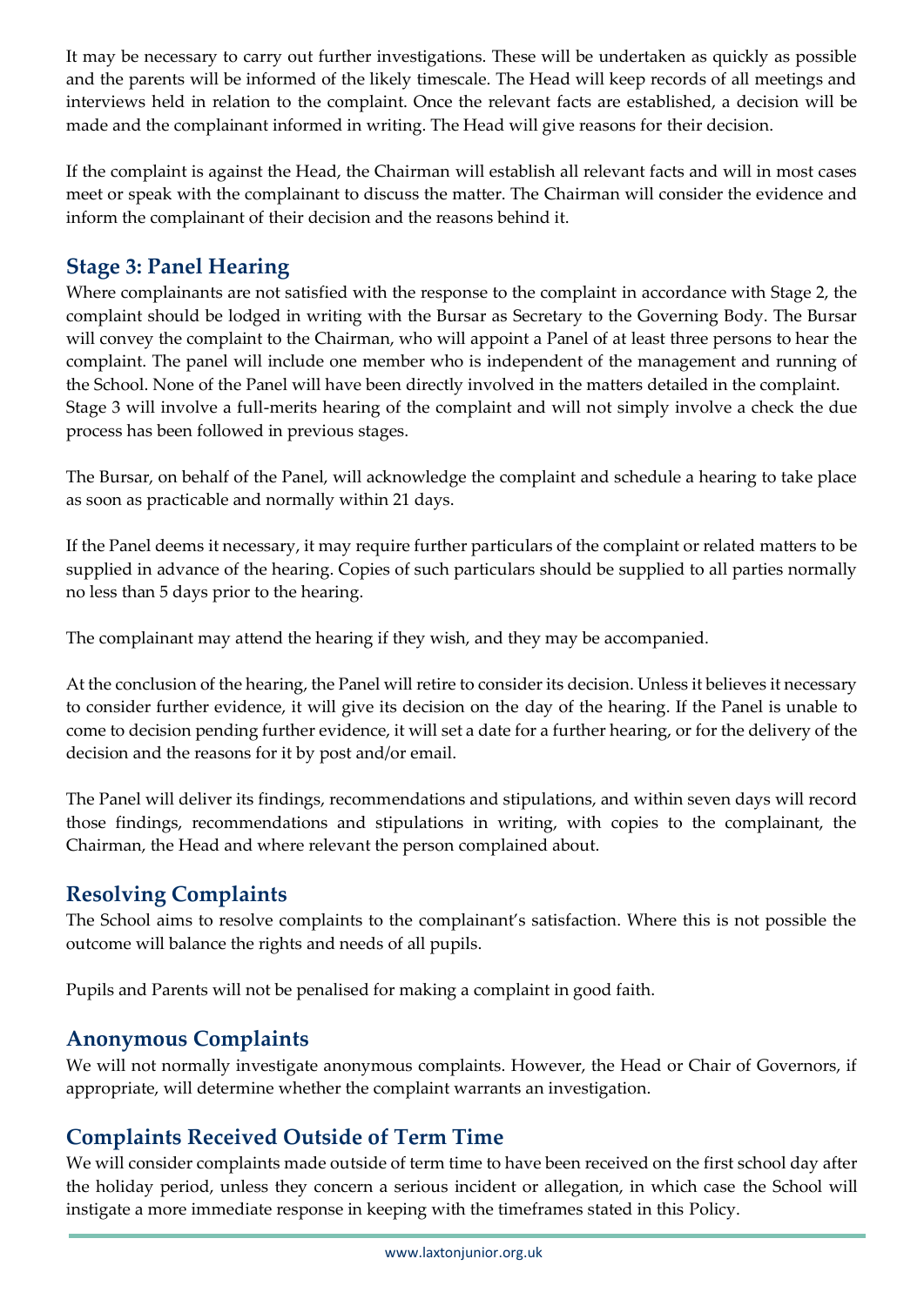It may be necessary to carry out further investigations. These will be undertaken as quickly as possible and the parents will be informed of the likely timescale. The Head will keep records of all meetings and interviews held in relation to the complaint. Once the relevant facts are established, a decision will be made and the complainant informed in writing. The Head will give reasons for their decision.

If the complaint is against the Head, the Chairman will establish all relevant facts and will in most cases meet or speak with the complainant to discuss the matter. The Chairman will consider the evidence and inform the complainant of their decision and the reasons behind it.

## Stage 3: Panel Hearing

Where complainants are not satisfied with the response to the complaint in accordance with Stage 2, the complaint should be lodged in writing with the Bursar as Secretary to the Governing Body. The Bursar will convey the complaint to the Chairman, who will appoint a Panel of at least three persons to hear the complaint. The panel will include one member who is independent of the management and running of the School. None of the Panel will have been directly involved in the matters detailed in the complaint. Stage 3 will involve a full-merits hearing of the complaint and will not simply involve a check the due process has been followed in previous stages.

The Bursar, on behalf of the Panel, will acknowledge the complaint and schedule a hearing to take place as soon as practicable and normally within 21 days.

If the Panel deems it necessary, it may require further particulars of the complaint or related matters to be supplied in advance of the hearing. Copies of such particulars should be supplied to all parties normally no less than 5 days prior to the hearing.

The complainant may attend the hearing if they wish, and they may be accompanied.

At the conclusion of the hearing, the Panel will retire to consider its decision. Unless it believes it necessary to consider further evidence, it will give its decision on the day of the hearing. If the Panel is unable to come to decision pending further evidence, it will set a date for a further hearing, or for the delivery of the decision and the reasons for it by post and/or email.

The Panel will deliver its findings, recommendations and stipulations, and within seven days will record those findings, recommendations and stipulations in writing, with copies to the complainant, the Chairman, the Head and where relevant the person complained about.

## Resolving Complaints

The School aims to resolve complaints to the complainant's satisfaction. Where this is not possible the outcome will balance the rights and needs of all pupils.

Pupils and Parents will not be penalised for making a complaint in good faith.

## Anonymous Complaints

We will not normally investigate anonymous complaints. However, the Head or Chair of Governors, if appropriate, will determine whether the complaint warrants an investigation.

## Complaints Received Outside of Term Time

We will consider complaints made outside of term time to have been received on the first school day after the holiday period, unless they concern a serious incident or allegation, in which case the School will instigate a more immediate response in keeping with the timeframes stated in this Policy.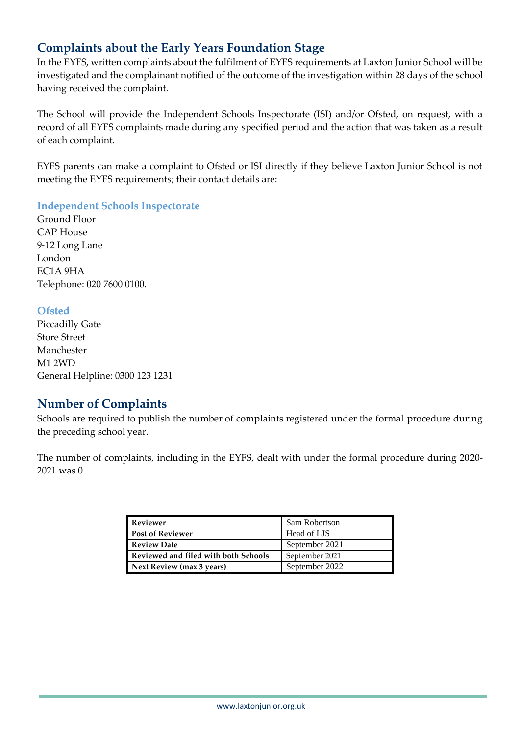## Complaints about the Early Years Foundation Stage

In the EYFS, written complaints about the fulfilment of EYFS requirements at Laxton Junior School will be investigated and the complainant notified of the outcome of the investigation within 28 days of the school having received the complaint.

The School will provide the Independent Schools Inspectorate (ISI) and/or Ofsted, on request, with a record of all EYFS complaints made during any specified period and the action that was taken as a result of each complaint.

EYFS parents can make a complaint to Ofsted or ISI directly if they believe Laxton Junior School is not meeting the EYFS requirements; their contact details are:

### Independent Schools Inspectorate

Ground Floor  
CAP House  
9-12 Long Lane  
London  
EC1A 9HA  
Telephone: 020 7600 0100.

### Ofsted

Piccadilly Gate  
Store Street  
Manchester  
M1 2WD  
General Helpline: 0300 123 1231

## Number of Complaints

Schools are required to publish the number of complaints registered under the formal procedure during the preceding school year.

The number of complaints, including in the EYFS, dealt with under the formal procedure during 2020-2021 was 0.

| | |
|---|---|
| **Reviewer** | Sam Robertson |
| **Post of Reviewer** | Head of LJS |
| **Review Date** | September 2021 |
| **Reviewed and filed with both Schools** | September 2021 |
| **Next Review (max 3 years)** | September 2022 |

www.laxtonjunior.org.uk